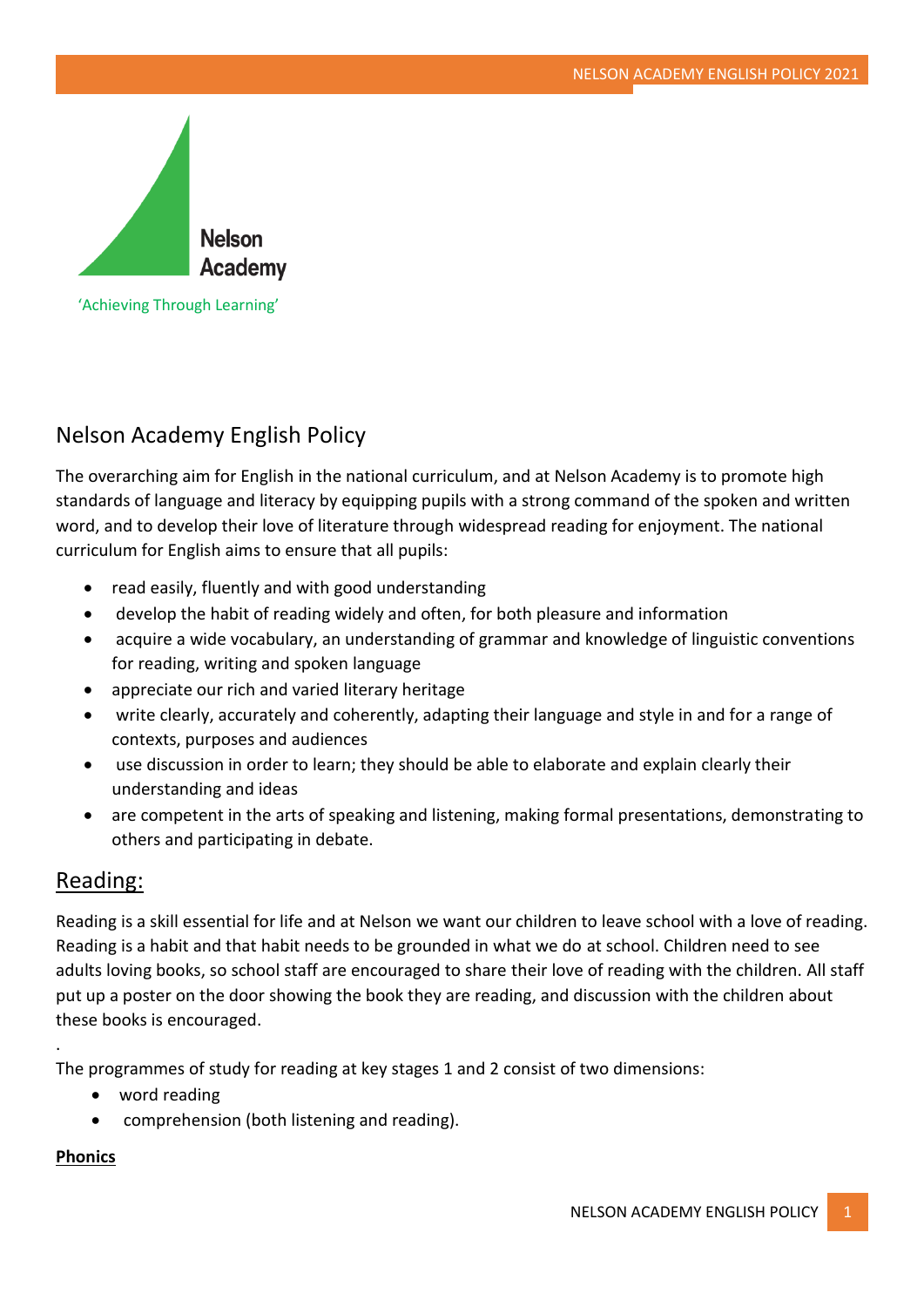Nelson Academy

'Achieving Through Learning'

# Nelson Academy English Policy

The overarching aim for English in the national curriculum, and at Nelson Academy is to promote high standards of language and literacy by equipping pupils with a strong command of the spoken and written word, and to develop their love of literature through widespread reading for enjoyment. The national curriculum for English aims to ensure that all pupils:

- read easily, fluently and with good understanding
- develop the habit of reading widely and often, for both pleasure and information
- acquire a wide vocabulary, an understanding of grammar and knowledge of linguistic conventions for reading, writing and spoken language
- appreciate our rich and varied literary heritage
- write clearly, accurately and coherently, adapting their language and style in and for a range of contexts, purposes and audiences
- use discussion in order to learn; they should be able to elaborate and explain clearly their understanding and ideas
- are competent in the arts of speaking and listening, making formal presentations, demonstrating to others and participating in debate.

## Reading:

Reading is a skill essential for life and at Nelson we want our children to leave school with a love of reading. Reading is a habit and that habit needs to be grounded in what we do at school. Children need to see adults loving books, so school staff are encouraged to share their love of reading with the children. All staff put up a poster on the door showing the book they are reading, and discussion with the children about these books is encouraged.

.

The programmes of study for reading at key stages 1 and 2 consist of two dimensions:

- word reading
- comprehension (both listening and reading).

**Phonics**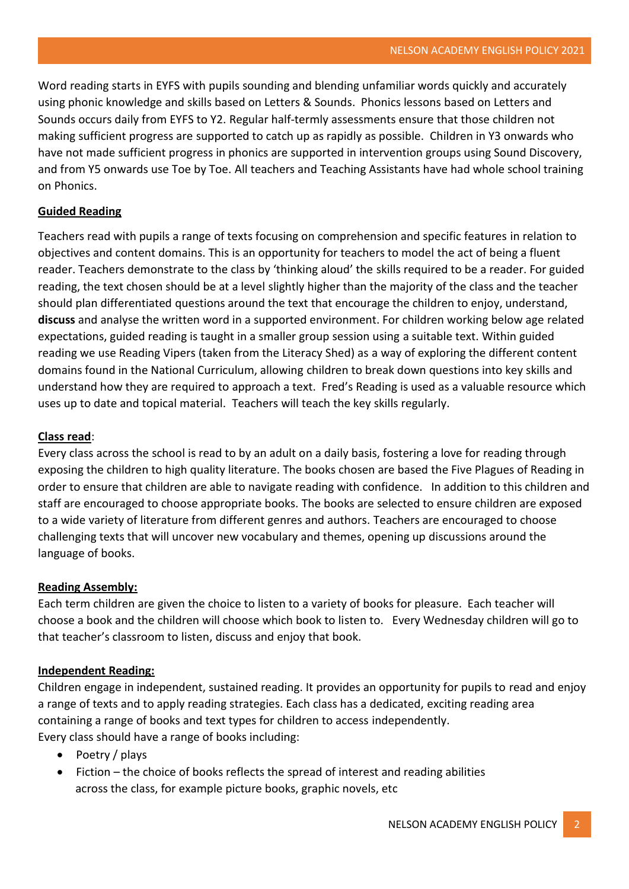Word reading starts in EYFS with pupils sounding and blending unfamiliar words quickly and accurately using phonic knowledge and skills based on Letters & Sounds.  Phonics lessons based on Letters and Sounds occurs daily from EYFS to Y2. Regular half-termly assessments ensure that those children not making sufficient progress are supported to catch up as rapidly as possible.  Children in Y3 onwards who have not made sufficient progress in phonics are supported in intervention groups using Sound Discovery, and from Y5 onwards use Toe by Toe. All teachers and Teaching Assistants have had whole school training on Phonics.

**Guided Reading**

Teachers read with pupils a range of texts focusing on comprehension and specific features in relation to objectives and content domains. This is an opportunity for teachers to model the act of being a fluent reader. Teachers demonstrate to the class by 'thinking aloud' the skills required to be a reader. For guided reading, the text chosen should be at a level slightly higher than the majority of the class and the teacher should plan differentiated questions around the text that encourage the children to enjoy, understand, **discuss** and analyse the written word in a supported environment. For children working below age related expectations, guided reading is taught in a smaller group session using a suitable text. Within guided reading we use Reading Vipers (taken from the Literacy Shed) as a way of exploring the different content domains found in the National Curriculum, allowing children to break down questions into key skills and understand how they are required to approach a text.  Fred's Reading is used as a valuable resource which uses up to date and topical material.  Teachers will teach the key skills regularly.

**Class read**:

Every class across the school is read to by an adult on a daily basis, fostering a love for reading through exposing the children to high quality literature. The books chosen are based the Five Plagues of Reading in order to ensure that children are able to navigate reading with confidence.   In addition to this children and staff are encouraged to choose appropriate books. The books are selected to ensure children are exposed to a wide variety of literature from different genres and authors. Teachers are encouraged to choose challenging texts that will uncover new vocabulary and themes, opening up discussions around the language of books.

**Reading Assembly:**

Each term children are given the choice to listen to a variety of books for pleasure.  Each teacher will choose a book and the children will choose which book to listen to.   Every Wednesday children will go to that teacher's classroom to listen, discuss and enjoy that book.

**Independent Reading:**

Children engage in independent, sustained reading. It provides an opportunity for pupils to read and enjoy a range of texts and to apply reading strategies. Each class has a dedicated, exciting reading area containing a range of books and text types for children to access independently.
Every class should have a range of books including:

- Poetry / plays
- Fiction – the choice of books reflects the spread of interest and reading abilities across the class, for example picture books, graphic novels, etc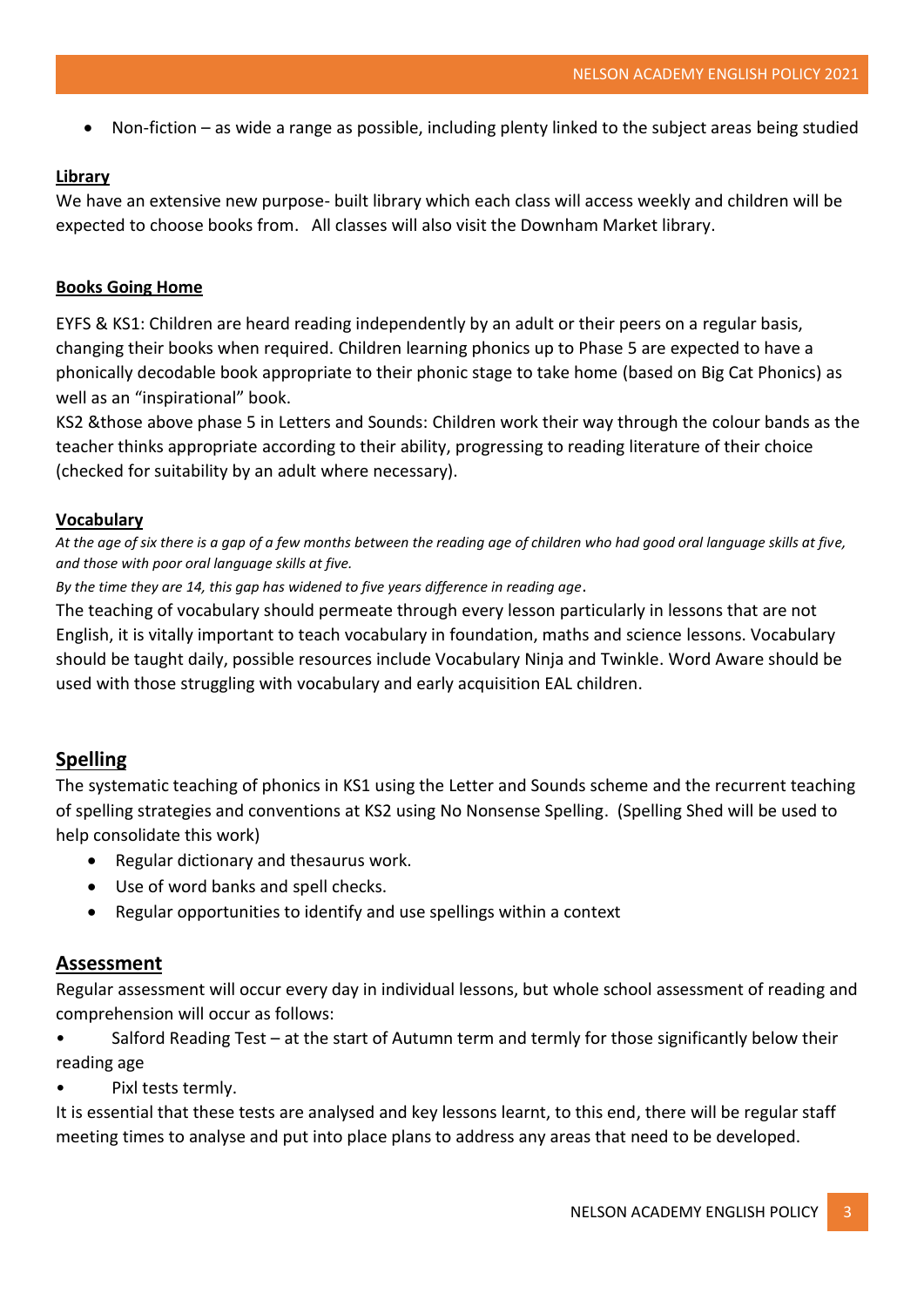- Non-fiction – as wide a range as possible, including plenty linked to the subject areas being studied

**Library**

We have an extensive new purpose- built library which each class will access weekly and children will be expected to choose books from.   All classes will also visit the Downham Market library.

**Books Going Home**

EYFS & KS1: Children are heard reading independently by an adult or their peers on a regular basis, changing their books when required. Children learning phonics up to Phase 5 are expected to have a phonically decodable book appropriate to their phonic stage to take home (based on Big Cat Phonics) as well as an "inspirational" book.

KS2 &those above phase 5 in Letters and Sounds: Children work their way through the colour bands as the teacher thinks appropriate according to their ability, progressing to reading literature of their choice (checked for suitability by an adult where necessary).

**Vocabulary**

*At the age of six there is a gap of a few months between the reading age of children who had good oral language skills at five, and those with poor oral language skills at five.*

*By the time they are 14, this gap has widened to five years difference in reading age*.

The teaching of vocabulary should permeate through every lesson particularly in lessons that are not English, it is vitally important to teach vocabulary in foundation, maths and science lessons. Vocabulary should be taught daily, possible resources include Vocabulary Ninja and Twinkle. Word Aware should be used with those struggling with vocabulary and early acquisition EAL children.

## Spelling

The systematic teaching of phonics in KS1 using the Letter and Sounds scheme and the recurrent teaching of spelling strategies and conventions at KS2 using No Nonsense Spelling.  (Spelling Shed will be used to help consolidate this work)

- Regular dictionary and thesaurus work.
- Use of word banks and spell checks.
- Regular opportunities to identify and use spellings within a context

## Assessment

Regular assessment will occur every day in individual lessons, but whole school assessment of reading and comprehension will occur as follows:

- Salford Reading Test – at the start of Autumn term and termly for those significantly below their reading age
- Pixl tests termly.

It is essential that these tests are analysed and key lessons learnt, to this end, there will be regular staff meeting times to analyse and put into place plans to address any areas that need to be developed.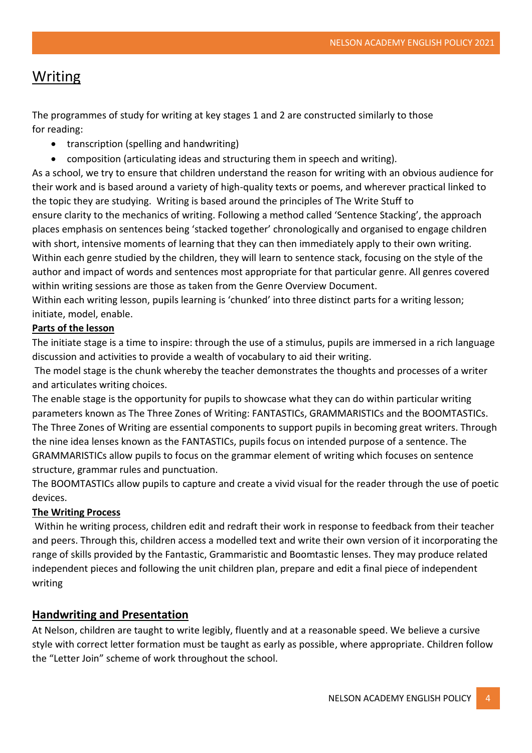## Writing

The programmes of study for writing at key stages 1 and 2 are constructed similarly to those for reading:

- transcription (spelling and handwriting)
- composition (articulating ideas and structuring them in speech and writing).

As a school, we try to ensure that children understand the reason for writing with an obvious audience for their work and is based around a variety of high-quality texts or poems, and wherever practical linked to the topic they are studying. Writing is based around the principles of The Write Stuff to ensure clarity to the mechanics of writing. Following a method called 'Sentence Stacking', the approach places emphasis on sentences being 'stacked together' chronologically and organised to engage children with short, intensive moments of learning that they can then immediately apply to their own writing. Within each genre studied by the children, they will learn to sentence stack, focusing on the style of the author and impact of words and sentences most appropriate for that particular genre. All genres covered within writing sessions are those as taken from the Genre Overview Document.

Within each writing lesson, pupils learning is 'chunked' into three distinct parts for a writing lesson; initiate, model, enable.

**Parts of the lesson**

The initiate stage is a time to inspire: through the use of a stimulus, pupils are immersed in a rich language discussion and activities to provide a wealth of vocabulary to aid their writing.

The model stage is the chunk whereby the teacher demonstrates the thoughts and processes of a writer and articulates writing choices.

The enable stage is the opportunity for pupils to showcase what they can do within particular writing parameters known as The Three Zones of Writing: FANTASTICs, GRAMMARISTICs and the BOOMTASTICs. The Three Zones of Writing are essential components to support pupils in becoming great writers. Through the nine idea lenses known as the FANTASTICs, pupils focus on intended purpose of a sentence. The GRAMMARISTICs allow pupils to focus on the grammar element of writing which focuses on sentence structure, grammar rules and punctuation.

The BOOMTASTICs allow pupils to capture and create a vivid visual for the reader through the use of poetic devices.

**The Writing Process**

Within he writing process, children edit and redraft their work in response to feedback from their teacher and peers. Through this, children access a modelled text and write their own version of it incorporating the range of skills provided by the Fantastic, Grammaristic and Boomtastic lenses. They may produce related independent pieces and following the unit children plan, prepare and edit a final piece of independent writing

### Handwriting and Presentation

At Nelson, children are taught to write legibly, fluently and at a reasonable speed. We believe a cursive style with correct letter formation must be taught as early as possible, where appropriate. Children follow the "Letter Join" scheme of work throughout the school.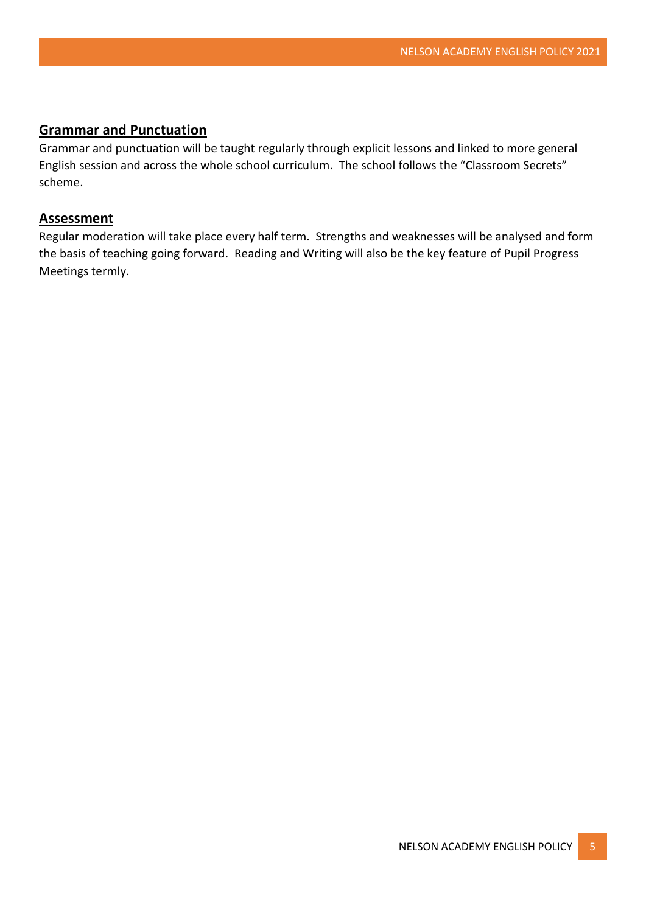## Grammar and Punctuation

Grammar and punctuation will be taught regularly through explicit lessons and linked to more general English session and across the whole school curriculum. The school follows the "Classroom Secrets" scheme.

## Assessment

Regular moderation will take place every half term. Strengths and weaknesses will be analysed and form the basis of teaching going forward. Reading and Writing will also be the key feature of Pupil Progress Meetings termly.